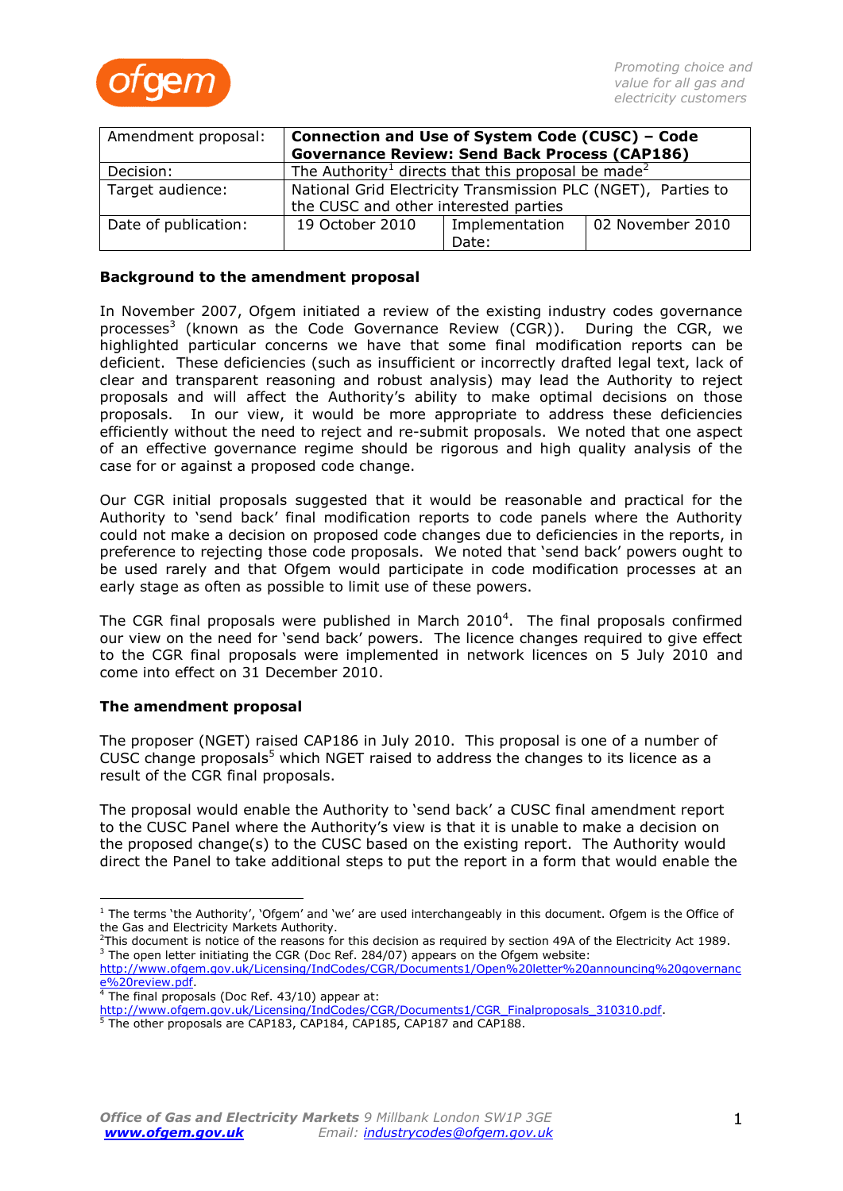| Amendment proposal: | **Connection and Use of System Code (CUSC) – Code Governance Review: Send Back Process (CAP186)** | | |
| --- | --- | --- | --- |
| Decision: | The Authority[1] directs that this proposal be made[2] | | |
| Target audience: | National Grid Electricity Transmission PLC (NGET), Parties to the CUSC and other interested parties | | |
| Date of publication: | 19 October 2010 | Implementation Date: | 02 November 2010 |

**Background to the amendment proposal**

In November 2007, Ofgem initiated a review of the existing industry codes governance processes[3] (known as the Code Governance Review (CGR)). During the CGR, we highlighted particular concerns we have that some final modification reports can be deficient. These deficiencies (such as insufficient or incorrectly drafted legal text, lack of clear and transparent reasoning and robust analysis) may lead the Authority to reject proposals and will affect the Authority's ability to make optimal decisions on those proposals. In our view, it would be more appropriate to address these deficiencies efficiently without the need to reject and re-submit proposals. We noted that one aspect of an effective governance regime should be rigorous and high quality analysis of the case for or against a proposed code change.

Our CGR initial proposals suggested that it would be reasonable and practical for the Authority to 'send back' final modification reports to code panels where the Authority could not make a decision on proposed code changes due to deficiencies in the reports, in preference to rejecting those code proposals. We noted that 'send back' powers ought to be used rarely and that Ofgem would participate in code modification processes at an early stage as often as possible to limit use of these powers.

The CGR final proposals were published in March 2010[4]. The final proposals confirmed our view on the need for 'send back' powers. The licence changes required to give effect to the CGR final proposals were implemented in network licences on 5 July 2010 and come into effect on 31 December 2010.

**The amendment proposal**

The proposer (NGET) raised CAP186 in July 2010. This proposal is one of a number of CUSC change proposals[5] which NGET raised to address the changes to its licence as a result of the CGR final proposals.

The proposal would enable the Authority to 'send back' a CUSC final amendment report to the CUSC Panel where the Authority's view is that it is unable to make a decision on the proposed change(s) to the CUSC based on the existing report. The Authority would direct the Panel to take additional steps to put the report in a form that would enable the

---

[1] The terms 'the Authority', 'Ofgem' and 'we' are used interchangeably in this document. Ofgem is the Office of the Gas and Electricity Markets Authority.

[2] This document is notice of the reasons for this decision as required by section 49A of the Electricity Act 1989.

[3] The open letter initiating the CGR (Doc Ref. 284/07) appears on the Ofgem website: http://www.ofgem.gov.uk/Licensing/IndCodes/CGR/Documents1/Open%20letter%20announcing%20governance%20review.pdf.

[4] The final proposals (Doc Ref. 43/10) appear at: http://www.ofgem.gov.uk/Licensing/IndCodes/CGR/Documents1/CGR_Finalproposals_310310.pdf.

[5] The other proposals are CAP183, CAP184, CAP185, CAP187 and CAP188.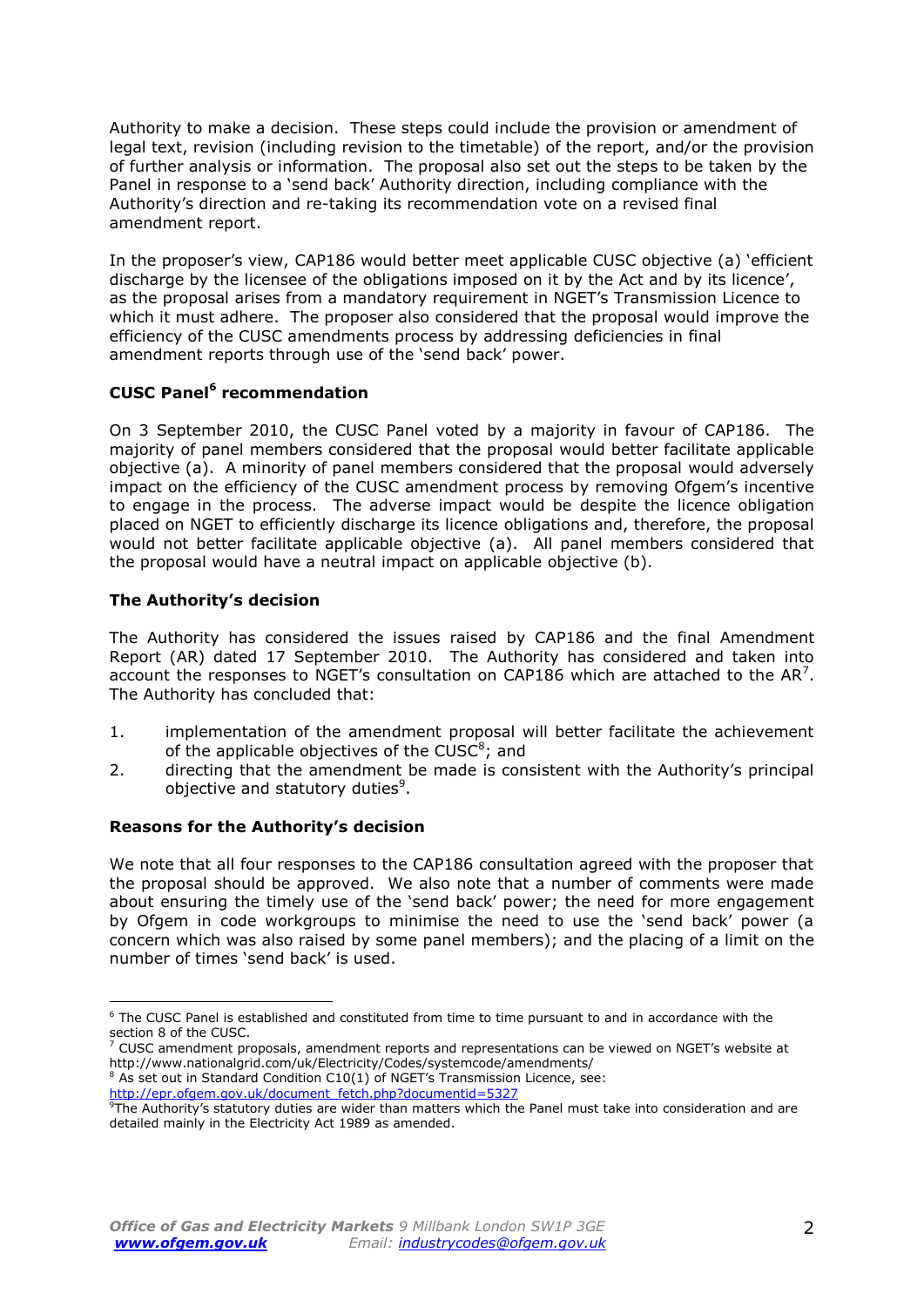Authority to make a decision. These steps could include the provision or amendment of legal text, revision (including revision to the timetable) of the report, and/or the provision of further analysis or information. The proposal also set out the steps to be taken by the Panel in response to a 'send back' Authority direction, including compliance with the Authority's direction and re-taking its recommendation vote on a revised final amendment report.

In the proposer's view, CAP186 would better meet applicable CUSC objective (a) 'efficient discharge by the licensee of the obligations imposed on it by the Act and by its licence', as the proposal arises from a mandatory requirement in NGET's Transmission Licence to which it must adhere. The proposer also considered that the proposal would improve the efficiency of the CUSC amendments process by addressing deficiencies in final amendment reports through use of the 'send back' power.

## CUSC Panel[6] recommendation

On 3 September 2010, the CUSC Panel voted by a majority in favour of CAP186. The majority of panel members considered that the proposal would better facilitate applicable objective (a). A minority of panel members considered that the proposal would adversely impact on the efficiency of the CUSC amendment process by removing Ofgem's incentive to engage in the process. The adverse impact would be despite the licence obligation placed on NGET to efficiently discharge its licence obligations and, therefore, the proposal would not better facilitate applicable objective (a). All panel members considered that the proposal would have a neutral impact on applicable objective (b).

## The Authority's decision

The Authority has considered the issues raised by CAP186 and the final Amendment Report (AR) dated 17 September 2010. The Authority has considered and taken into account the responses to NGET's consultation on CAP186 which are attached to the AR[7]. The Authority has concluded that:

1. implementation of the amendment proposal will better facilitate the achievement of the applicable objectives of the CUSC[8]; and
2. directing that the amendment be made is consistent with the Authority's principal objective and statutory duties[9].

## Reasons for the Authority's decision

We note that all four responses to the CAP186 consultation agreed with the proposer that the proposal should be approved. We also note that a number of comments were made about ensuring the timely use of the 'send back' power; the need for more engagement by Ofgem in code workgroups to minimise the need to use the 'send back' power (a concern which was also raised by some panel members); and the placing of a limit on the number of times 'send back' is used.

---

[6] The CUSC Panel is established and constituted from time to time pursuant to and in accordance with the section 8 of the CUSC.

[7] CUSC amendment proposals, amendment reports and representations can be viewed on NGET's website at http://www.nationalgrid.com/uk/Electricity/Codes/systemcode/amendments/

[8] As set out in Standard Condition C10(1) of NGET's Transmission Licence, see: http://epr.ofgem.gov.uk/document_fetch.php?documentid=5327

[9] The Authority's statutory duties are wider than matters which the Panel must take into consideration and are detailed mainly in the Electricity Act 1989 as amended.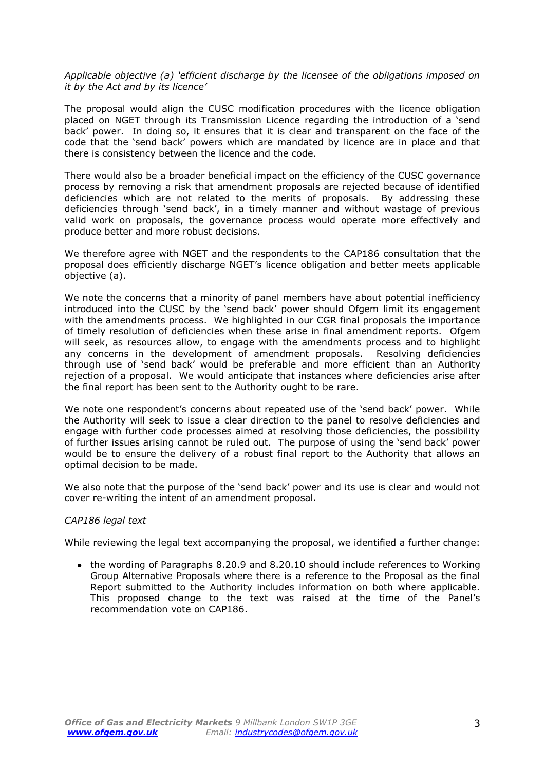*Applicable objective (a) 'efficient discharge by the licensee of the obligations imposed on it by the Act and by its licence'*

The proposal would align the CUSC modification procedures with the licence obligation placed on NGET through its Transmission Licence regarding the introduction of a 'send back' power. In doing so, it ensures that it is clear and transparent on the face of the code that the 'send back' powers which are mandated by licence are in place and that there is consistency between the licence and the code.

There would also be a broader beneficial impact on the efficiency of the CUSC governance process by removing a risk that amendment proposals are rejected because of identified deficiencies which are not related to the merits of proposals. By addressing these deficiencies through 'send back', in a timely manner and without wastage of previous valid work on proposals, the governance process would operate more effectively and produce better and more robust decisions.

We therefore agree with NGET and the respondents to the CAP186 consultation that the proposal does efficiently discharge NGET's licence obligation and better meets applicable objective (a).

We note the concerns that a minority of panel members have about potential inefficiency introduced into the CUSC by the 'send back' power should Ofgem limit its engagement with the amendments process. We highlighted in our CGR final proposals the importance of timely resolution of deficiencies when these arise in final amendment reports. Ofgem will seek, as resources allow, to engage with the amendments process and to highlight any concerns in the development of amendment proposals. Resolving deficiencies through use of 'send back' would be preferable and more efficient than an Authority rejection of a proposal. We would anticipate that instances where deficiencies arise after the final report has been sent to the Authority ought to be rare.

We note one respondent's concerns about repeated use of the 'send back' power. While the Authority will seek to issue a clear direction to the panel to resolve deficiencies and engage with further code processes aimed at resolving those deficiencies, the possibility of further issues arising cannot be ruled out. The purpose of using the 'send back' power would be to ensure the delivery of a robust final report to the Authority that allows an optimal decision to be made.

We also note that the purpose of the 'send back' power and its use is clear and would not cover re-writing the intent of an amendment proposal.

*CAP186 legal text*

While reviewing the legal text accompanying the proposal, we identified a further change:

- the wording of Paragraphs 8.20.9 and 8.20.10 should include references to Working Group Alternative Proposals where there is a reference to the Proposal as the final Report submitted to the Authority includes information on both where applicable. This proposed change to the text was raised at the time of the Panel's recommendation vote on CAP186.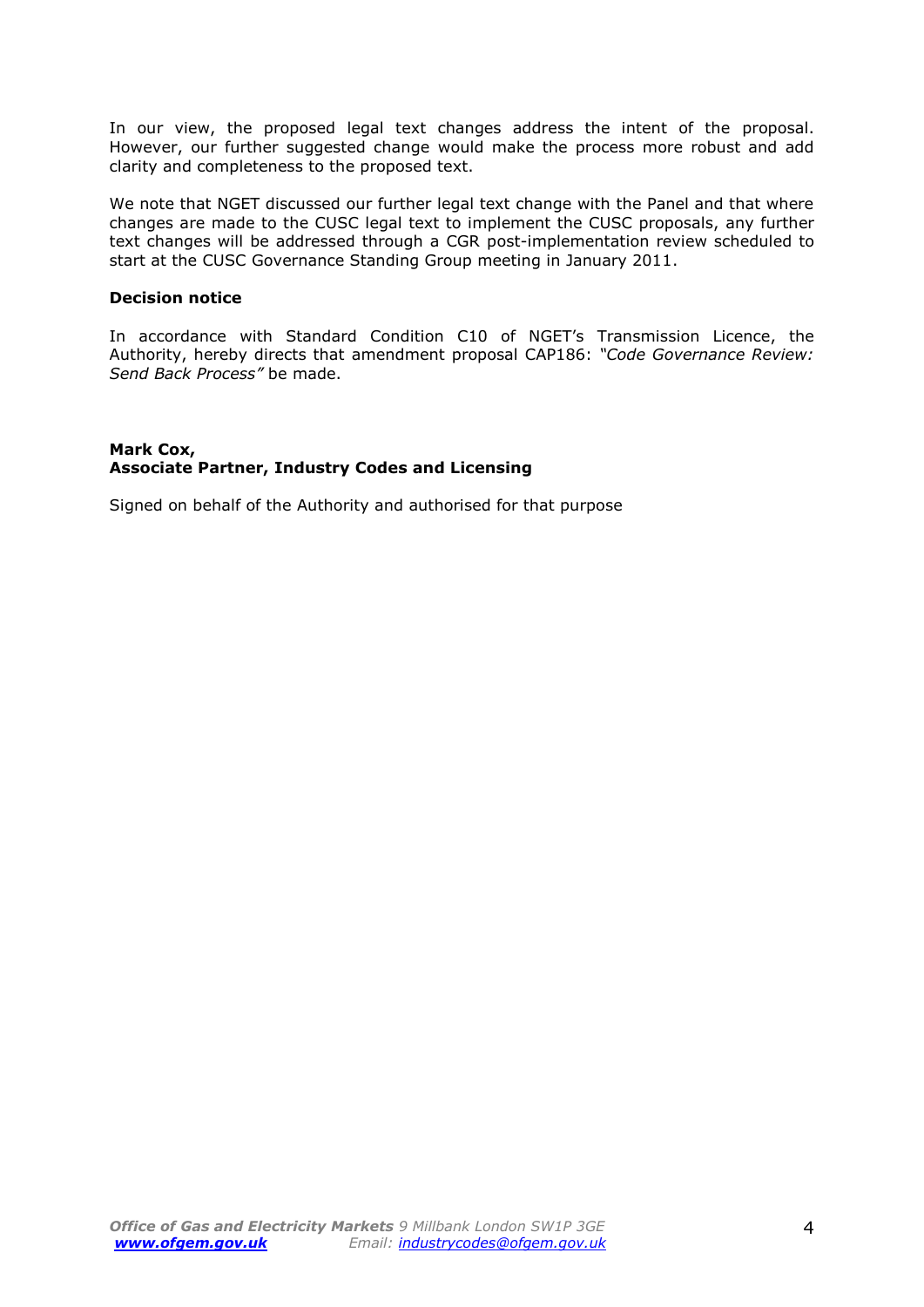In our view, the proposed legal text changes address the intent of the proposal. However, our further suggested change would make the process more robust and add clarity and completeness to the proposed text.

We note that NGET discussed our further legal text change with the Panel and that where changes are made to the CUSC legal text to implement the CUSC proposals, any further text changes will be addressed through a CGR post-implementation review scheduled to start at the CUSC Governance Standing Group meeting in January 2011.

**Decision notice**

In accordance with Standard Condition C10 of NGET's Transmission Licence, the Authority, hereby directs that amendment proposal CAP186: *"Code Governance Review: Send Back Process"* be made.

**Mark Cox,**
**Associate Partner, Industry Codes and Licensing**

Signed on behalf of the Authority and authorised for that purpose